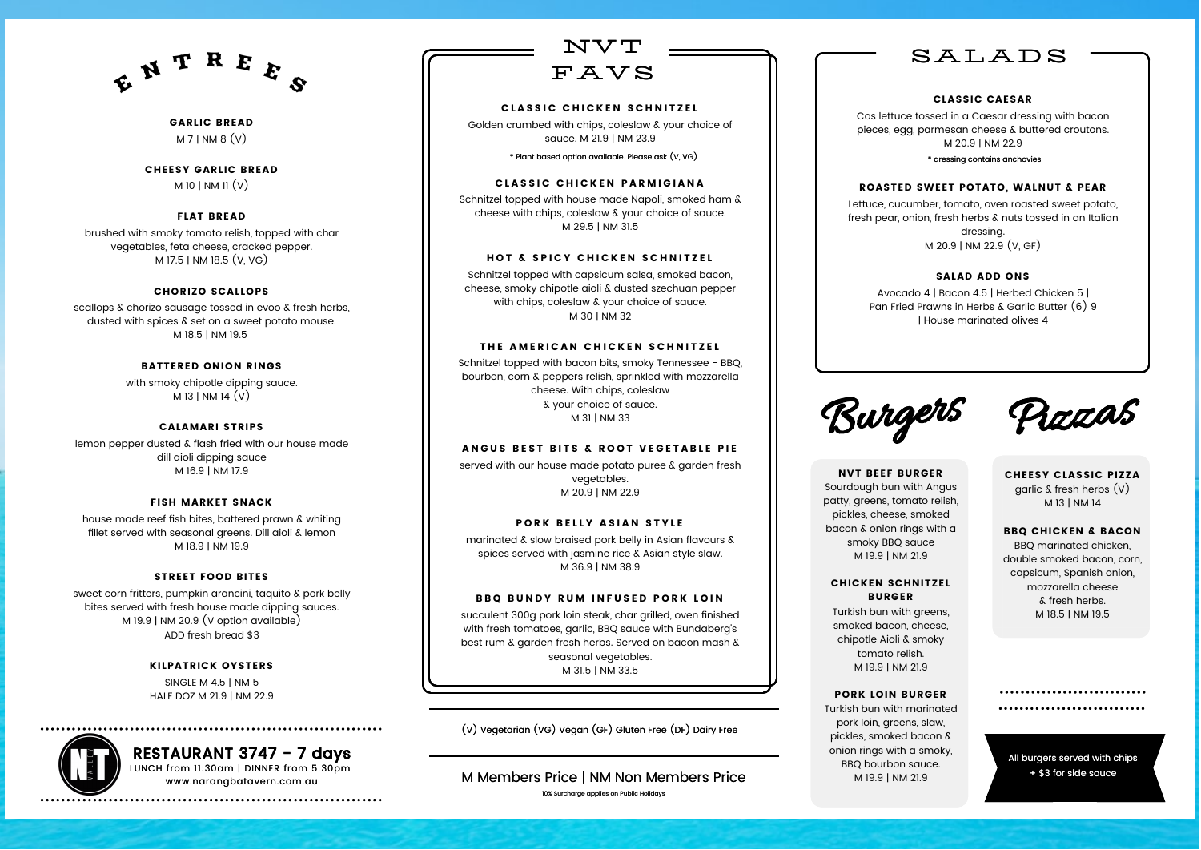# ENTREES

**GARLIC BREAD**
M 7 | NM 8 (V)

**CHEESY GARLIC BREAD**
M 10 | NM 11 (V)

**FLAT BREAD**
brushed with smoky tomato relish, topped with char vegetables, feta cheese, cracked pepper.
M 17.5 | NM 18.5 (V, VG)

**CHORIZO SCALLOPS**
scallops & chorizo sausage tossed in evoo & fresh herbs, dusted with spices & set on a sweet potato mouse.
M 18.5 | NM 19.5

**BATTERED ONION RINGS**
with smoky chipotle dipping sauce.
M 13 | NM 14 (V)

**CALAMARI STRIPS**
lemon pepper dusted & flash fried with our house made dill aioli dipping sauce
M 16.9 | NM 17.9

**FISH MARKET SNACK**
house made reef fish bites, battered prawn & whiting fillet served with seasonal greens. Dill aioli & lemon
M 18.9 | NM 19.9

**STREET FOOD BITES**
sweet corn fritters, pumpkin arancini, taquito & pork belly bites served with fresh house made dipping sauces.
M 19.9 | NM 20.9 (V option available)
ADD fresh bread $3

**KILPATRICK OYSTERS**
SINGLE M 4.5 | NM 5
HALF DOZ M 21.9 | NM 22.9

**RESTAURANT 3747 - 7 days**
LUNCH from 11:30am | DINNER from 5:30pm
www.narangbatavern.com.au

# NVT FAVS

**CLASSIC CHICKEN SCHNITZEL**
Golden crumbed with chips, coleslaw & your choice of sauce. M 21.9 | NM 23.9
* Plant based option available. Please ask (V, VG)

**CLASSIC CHICKEN PARMIGIANA**
Schnitzel topped with house made Napoli, smoked ham & cheese with chips, coleslaw & your choice of sauce.
M 29.5 | NM 31.5

**HOT & SPICY CHICKEN SCHNITZEL**
Schnitzel topped with capsicum salsa, smoked bacon, cheese, smoky chipotle aioli & dusted szechuan pepper with chips, coleslaw & your choice of sauce.
M 30 | NM 32

**THE AMERICAN CHICKEN SCHNITZEL**
Schnitzel topped with bacon bits, smoky Tennessee - BBQ, bourbon, corn & peppers relish, sprinkled with mozzarella cheese. With chips, coleslaw & your choice of sauce.
M 31 | NM 33

**ANGUS BEST BITS & ROOT VEGETABLE PIE**
served with our house made potato puree & garden fresh vegetables.
M 20.9 | NM 22.9

**PORK BELLY ASIAN STYLE**
marinated & slow braised pork belly in Asian flavours & spices served with jasmine rice & Asian style slaw.
M 36.9 | NM 38.9

**BBQ BUNDY RUM INFUSED PORK LOIN**
succulent 300g pork loin steak, char grilled, oven finished with fresh tomatoes, garlic, BBQ sauce with Bundaberg's best rum & garden fresh herbs. Served on bacon mash & seasonal vegetables.
M 31.5 | NM 33.5

(V) Vegetarian (VG) Vegan (GF) Gluten Free (DF) Dairy Free

M Members Price | NM Non Members Price

10% Surcharge applies on Public Holidays

# SALADS

**CLASSIC CAESAR**
Cos lettuce tossed in a Caesar dressing with bacon pieces, egg, parmesan cheese & buttered croutons.
M 20.9 | NM 22.9
* dressing contains anchovies

**ROASTED SWEET POTATO, WALNUT & PEAR**
Lettuce, cucumber, tomato, oven roasted sweet potato, fresh pear, onion, fresh herbs & nuts tossed in an Italian dressing.
M 20.9 | NM 22.9 (V, GF)

**SALAD ADD ONS**
Avocado 4 | Bacon 4.5 | Herbed Chicken 5 | Pan Fried Prawns in Herbs & Garlic Butter (6) 9 | House marinated olives 4

# Burgers

**NVT BEEF BURGER**
Sourdough bun with Angus patty, greens, tomato relish, pickles, cheese, smoked bacon & onion rings with a smoky BBQ sauce
M 19.9 | NM 21.9

**CHICKEN SCHNITZEL BURGER**
Turkish bun with greens, smoked bacon, cheese, chipotle Aioli & smoky tomato relish.
M 19.9 | NM 21.9

**PORK LOIN BURGER**
Turkish bun with marinated pork loin, greens, slaw, pickles, smoked bacon & onion rings with a smoky, BBQ bourbon sauce.
M 19.9 | NM 21.9

# Pizzas

**CHEESY CLASSIC PIZZA**
garlic & fresh herbs (V)
M 13 | NM 14

**BBQ CHICKEN & BACON**
BBQ marinated chicken, double smoked bacon, corn, capsicum, Spanish onion, mozzarella cheese & fresh herbs.
M 18.5 | NM 19.5

All burgers served with chips + $3 for side sauce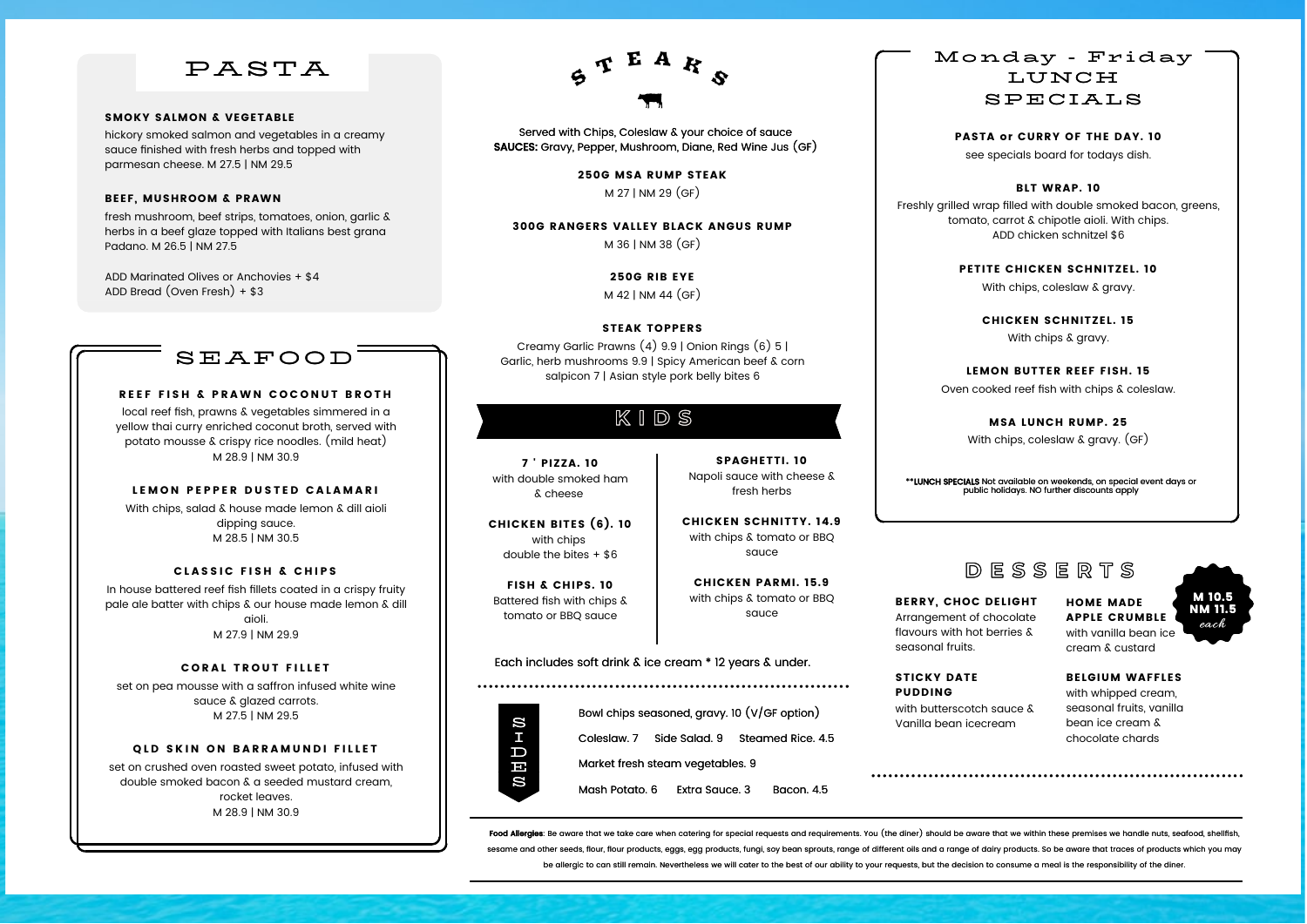# PASTA

### SMOKY SALMON & VEGETABLE

hickory smoked salmon and vegetables in a creamy sauce finished with fresh herbs and topped with parmesan cheese. M 27.5 | NM 29.5

### BEEF, MUSHROOM & PRAWN

fresh mushroom, beef strips, tomatoes, onion, garlic & herbs in a beef glaze topped with Italians best grana Padano. M 26.5 | NM 27.5

ADD Marinated Olives or Anchovies + $4
ADD Bread (Oven Fresh) + $3

# SEAFOOD

### REEF FISH & PRAWN COCONUT BROTH

local reef fish, prawns & vegetables simmered in a yellow thai curry enriched coconut broth, served with potato mousse & crispy rice noodles. (mild heat)
M 28.9 | NM 30.9

### LEMON PEPPER DUSTED CALAMARI

With chips, salad & house made lemon & dill aioli dipping sauce.
M 28.5 | NM 30.5

### CLASSIC FISH & CHIPS

In house battered reef fish fillets coated in a crispy fruity pale ale batter with chips & our house made lemon & dill aioli.
M 27.9 | NM 29.9

### CORAL TROUT FILLET

set on pea mousse with a saffron infused white wine sauce & glazed carrots.
M 27.5 | NM 29.5

### QLD SKIN ON BARRAMUNDI FILLET

set on crushed oven roasted sweet potato, infused with double smoked bacon & a seeded mustard cream, rocket leaves.
M 28.9 | NM 30.9

# STEAKS

Served with Chips, Coleslaw & your choice of sauce
**SAUCES:** Gravy, Pepper, Mushroom, Diane, Red Wine Jus (GF)

### 250G MSA RUMP STEAK

M 27 | NM 29 (GF)

### 300G RANGERS VALLEY BLACK ANGUS RUMP

M 36 | NM 38 (GF)

### 250G RIB EYE

M 42 | NM 44 (GF)

### STEAK TOPPERS

Creamy Garlic Prawns (4) 9.9 | Onion Rings (6) 5 | Garlic, herb mushrooms 9.9 | Spicy American beef & corn salpicon 7 | Asian style pork belly bites 6

# KIDS

### 7 ' PIZZA. 10

with double smoked ham & cheese

### CHICKEN BITES (6). 10

with chips
double the bites + $6

### FISH & CHIPS. 10

Battered fish with chips & tomato or BBQ sauce

### SPAGHETTI. 10

Napoli sauce with cheese & fresh herbs

### CHICKEN SCHNITTY. 14.9

with chips & tomato or BBQ sauce

### CHICKEN PARMI. 15.9

with chips & tomato or BBQ sauce

Each includes soft drink & ice cream * 12 years & under.

# SIDES

Bowl chips seasoned, gravy. 10 (V/GF option)

Coleslaw. 7 | Side Salad. 9 | Steamed Rice. 4.5

Market fresh steam vegetables. 9

Mash Potato. 6 | Extra Sauce. 3 | Bacon. 4.5

# Monday - Friday LUNCH SPECIALS

### PASTA or CURRY OF THE DAY. 10

see specials board for todays dish.

### BLT WRAP. 10

Freshly grilled wrap filled with double smoked bacon, greens, tomato, carrot & chipotle aioli. With chips.
ADD chicken schnitzel $6

### PETITE CHICKEN SCHNITZEL. 10

With chips, coleslaw & gravy.

### CHICKEN SCHNITZEL. 15

With chips & gravy.

### LEMON BUTTER REEF FISH. 15

Oven cooked reef fish with chips & coleslaw.

### MSA LUNCH RUMP. 25

With chips, coleslaw & gravy. (GF)

**LUNCH SPECIALS Not available on weekends, on special event days or public holidays. NO further discounts apply

# DESSERTS

M 10.5
NM 11.5
*each*

### BERRY, CHOC DELIGHT

Arrangement of chocolate flavours with hot berries & seasonal fruits.

### STICKY DATE PUDDING

with butterscotch sauce & Vanilla bean icecream

### HOME MADE APPLE CRUMBLE

with vanilla bean ice cream & custard

### BELGIUM WAFFLES

with whipped cream, seasonal fruits, vanilla bean ice cream & chocolate chards

**Food Allergies**: Be aware that we take care when catering for special requests and requirements. You (the diner) should be aware that we within these premises we handle nuts, seafood, shellfish, sesame and other seeds, flour, flour products, eggs, egg products, fungi, soy bean sprouts, range of different oils and a range of dairy products. So be aware that traces of products which you may be allergic to can still remain. Nevertheless we will cater to the best of our ability to your requests, but the decision to consume a meal is the responsibility of the diner.